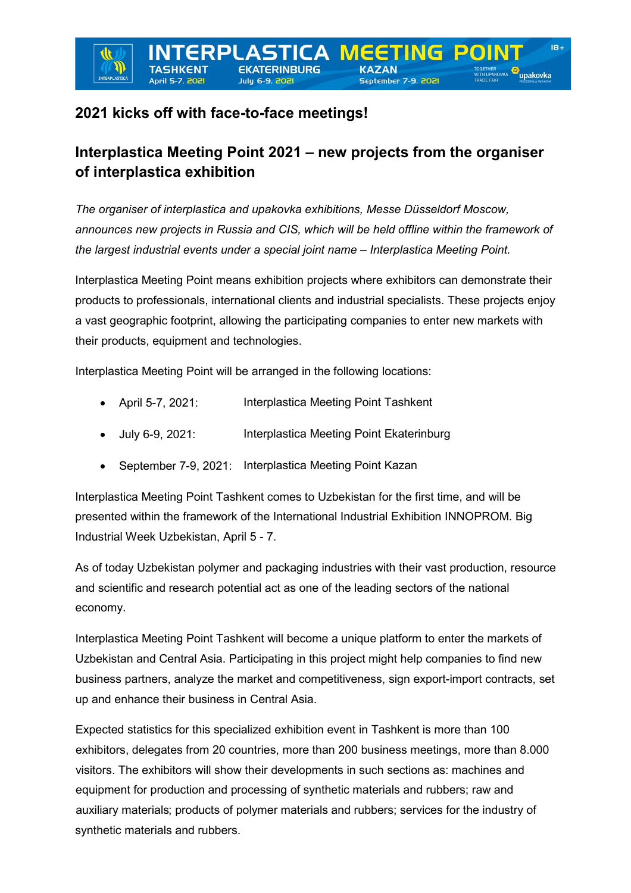INTERPLASTICA MEETING POINT

TASHKENT April 5-7, 2021 | EKATERINBURG July 6-9, 2021 | KAZAN September 7-9, 2021

## 2021 kicks off with face-to-face meetings!

## Interplastica Meeting Point 2021 – new projects from the organiser of interplastica exhibition

*The organiser of interplastica and upakovka exhibitions, Messe Düsseldorf Moscow, announces new projects in Russia and CIS, which will be held offline within the framework of the largest industrial events under a special joint name – Interplastica Meeting Point.*

Interplastica Meeting Point means exhibition projects where exhibitors can demonstrate their products to professionals, international clients and industrial specialists. These projects enjoy a vast geographic footprint, allowing the participating companies to enter new markets with their products, equipment and technologies.

Interplastica Meeting Point will be arranged in the following locations:

- April 5-7, 2021: Interplastica Meeting Point Tashkent
- July 6-9, 2021: Interplastica Meeting Point Ekaterinburg
- September 7-9, 2021: Interplastica Meeting Point Kazan

Interplastica Meeting Point Tashkent comes to Uzbekistan for the first time, and will be presented within the framework of the International Industrial Exhibition INNOPROM. Big Industrial Week Uzbekistan, April 5 - 7.

As of today Uzbekistan polymer and packaging industries with their vast production, resource and scientific and research potential act as one of the leading sectors of the national economy.

Interplastica Meeting Point Tashkent will become a unique platform to enter the markets of Uzbekistan and Central Asia. Participating in this project might help companies to find new business partners, analyze the market and competitiveness, sign export-import contracts, set up and enhance their business in Central Asia.

Expected statistics for this specialized exhibition event in Tashkent is more than 100 exhibitors, delegates from 20 countries, more than 200 business meetings, more than 8.000 visitors. The exhibitors will show their developments in such sections as: machines and equipment for production and processing of synthetic materials and rubbers; raw and auxiliary materials; products of polymer materials and rubbers; services for the industry of synthetic materials and rubbers.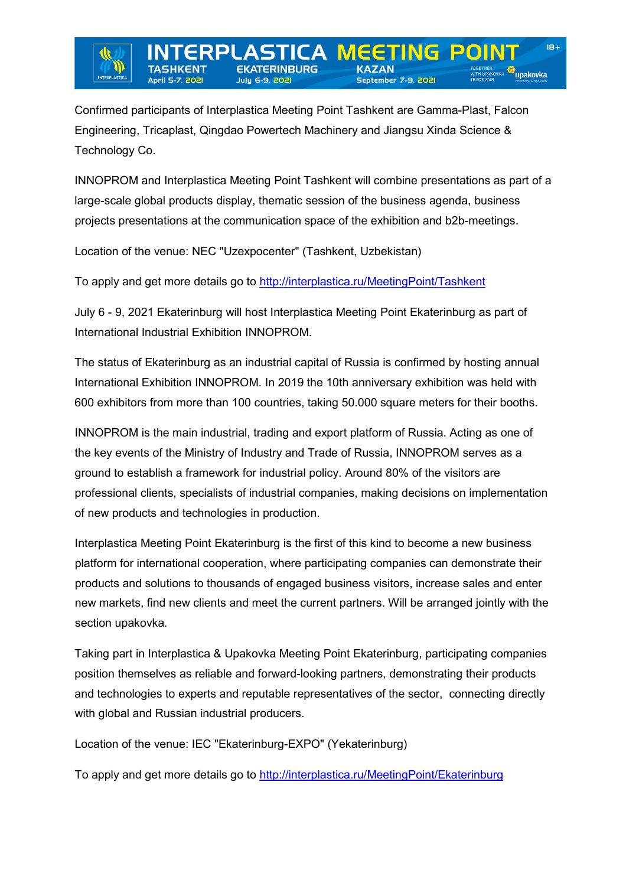Confirmed participants of Interplastica Meeting Point Tashkent are Gamma-Plast, Falcon Engineering, Tricaplast, Qingdao Powertech Machinery and Jiangsu Xinda Science & Technology Co.

INNOPROM and Interplastica Meeting Point Tashkent will combine presentations as part of a large-scale global products display, thematic session of the business agenda, business projects presentations at the communication space of the exhibition and b2b-meetings.

Location of the venue: NEC "Uzexpocenter" (Tashkent, Uzbekistan)

To apply and get more details go to [http://interplastica.ru/MeetingPoint/Tashkent](http://interplastica.ru/MeetingPoint/Tashkent)

July 6 - 9, 2021 Ekaterinburg will host Interplastica Meeting Point Ekaterinburg as part of International Industrial Exhibition INNOPROM.

The status of Ekaterinburg as an industrial capital of Russia is confirmed by hosting annual International Exhibition INNOPROM. In 2019 the 10th anniversary exhibition was held with 600 exhibitors from more than 100 countries, taking 50.000 square meters for their booths.

INNOPROM is the main industrial, trading and export platform of Russia. Acting as one of the key events of the Ministry of Industry and Trade of Russia, INNOPROM serves as a ground to establish a framework for industrial policy. Around 80% of the visitors are professional clients, specialists of industrial companies, making decisions on implementation of new products and technologies in production.

Interplastica Meeting Point Ekaterinburg is the first of this kind to become a new business platform for international cooperation, where participating companies can demonstrate their products and solutions to thousands of engaged business visitors, increase sales and enter new markets, find new clients and meet the current partners. Will be arranged jointly with the section upakovka.

Taking part in Interplastica & Upakovka Meeting Point Ekaterinburg, participating companies position themselves as reliable and forward-looking partners, demonstrating their products and technologies to experts and reputable representatives of the sector, connecting directly with global and Russian industrial producers.

Location of the venue: IEC "Ekaterinburg-EXPO" (Yekaterinburg)

To apply and get more details go to [http://interplastica.ru/MeetingPoint/Ekaterinburg](http://interplastica.ru/MeetingPoint/Ekaterinburg)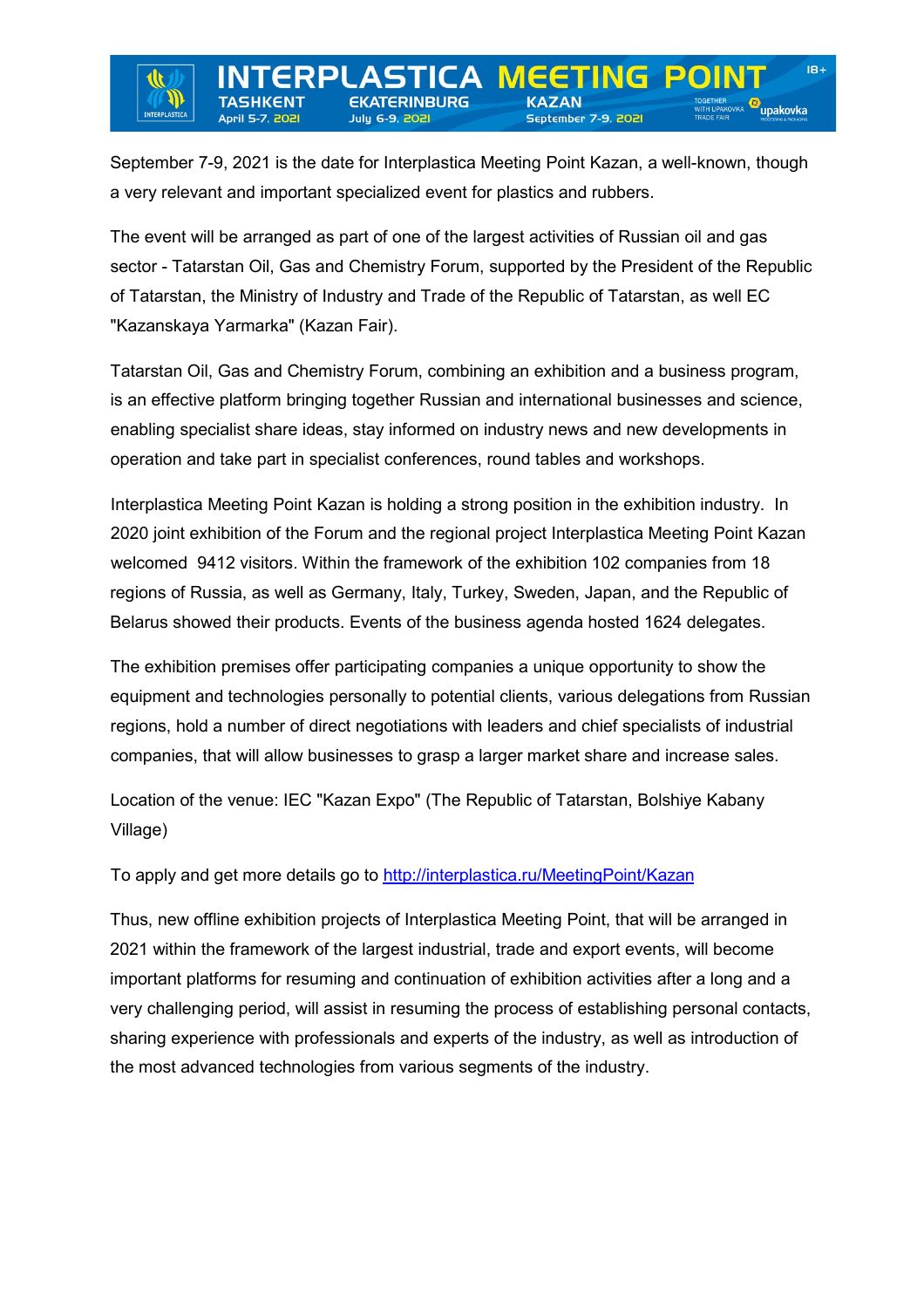September 7-9, 2021 is the date for Interplastica Meeting Point Kazan, a well-known, though a very relevant and important specialized event for plastics and rubbers.

The event will be arranged as part of one of the largest activities of Russian oil and gas sector - Tatarstan Oil, Gas and Chemistry Forum, supported by the President of the Republic of Tatarstan, the Ministry of Industry and Trade of the Republic of Tatarstan, as well EC "Kazanskaya Yarmarka" (Kazan Fair).

Tatarstan Oil, Gas and Chemistry Forum, combining an exhibition and a business program, is an effective platform bringing together Russian and international businesses and science, enabling specialist share ideas, stay informed on industry news and new developments in operation and take part in specialist conferences, round tables and workshops.

Interplastica Meeting Point Kazan is holding a strong position in the exhibition industry. In 2020 joint exhibition of the Forum and the regional project Interplastica Meeting Point Kazan welcomed 9412 visitors. Within the framework of the exhibition 102 companies from 18 regions of Russia, as well as Germany, Italy, Turkey, Sweden, Japan, and the Republic of Belarus showed their products. Events of the business agenda hosted 1624 delegates.

The exhibition premises offer participating companies a unique opportunity to show the equipment and technologies personally to potential clients, various delegations from Russian regions, hold a number of direct negotiations with leaders and chief specialists of industrial companies, that will allow businesses to grasp a larger market share and increase sales.

Location of the venue: IEC "Kazan Expo" (The Republic of Tatarstan, Bolshiye Kabany Village)

To apply and get more details go to [http://interplastica.ru/MeetingPoint/Kazan](http://interplastica.ru/MeetingPoint/Kazan)

Thus, new offline exhibition projects of Interplastica Meeting Point, that will be arranged in 2021 within the framework of the largest industrial, trade and export events, will become important platforms for resuming and continuation of exhibition activities after a long and a very challenging period, will assist in resuming the process of establishing personal contacts, sharing experience with professionals and experts of the industry, as well as introduction of the most advanced technologies from various segments of the industry.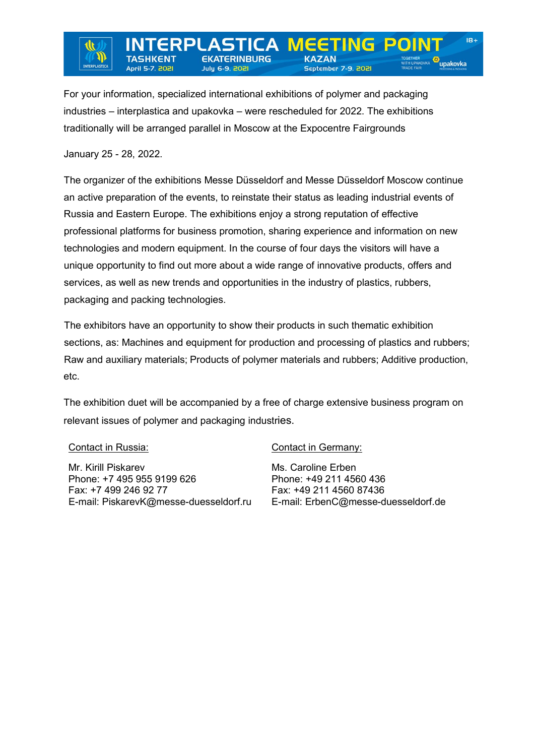INTERPLASTICA MEETING POINT

TASHKENT April 5-7, 2021 | EKATERINBURG July 6-9, 2021 | KAZAN September 7-9, 2021

TOGETHER WITH UPAKOVKA TRADE FAIR upakovka

18+

For your information, specialized international exhibitions of polymer and packaging industries – interplastica and upakovka – were rescheduled for 2022. The exhibitions traditionally will be arranged parallel in Moscow at the Expocentre Fairgrounds

January 25 - 28, 2022.

The organizer of the exhibitions Messe Düsseldorf and Messe Düsseldorf Moscow continue an active preparation of the events, to reinstate their status as leading industrial events of Russia and Eastern Europe. The exhibitions enjoy a strong reputation of effective professional platforms for business promotion, sharing experience and information on new technologies and modern equipment. In the course of four days the visitors will have a unique opportunity to find out more about a wide range of innovative products, offers and services, as well as new trends and opportunities in the industry of plastics, rubbers, packaging and packing technologies.

The exhibitors have an opportunity to show their products in such thematic exhibition sections, as: Machines and equipment for production and processing of plastics and rubbers; Raw and auxiliary materials; Products of polymer materials and rubbers; Additive production, etc.

The exhibition duet will be accompanied by a free of charge extensive business program on relevant issues of polymer and packaging industries.

<u>Contact in Russia:</u>

Mr. Kirill Piskarev
Phone: +7 495 955 9199 626
Fax: +7 499 246 92 77
E-mail: PiskarevK@messe-duesseldorf.ru

<u>Contact in Germany:</u>

Ms. Caroline Erben
Phone: +49 211 4560 436
Fax: +49 211 4560 87436
E-mail: ErbenC@messe-duesseldorf.de